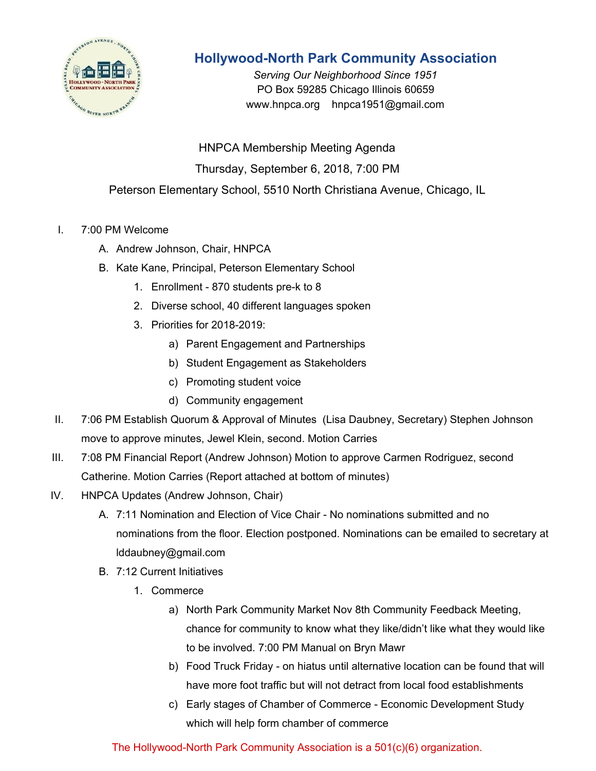# Hollywood-North Park Community Association

*Serving Our Neighborhood Since 1951*
PO Box 59285 Chicago Illinois 60659
www.hnpca.org hnpca1951@gmail.com

HNPCA Membership Meeting Agenda

Thursday, September 6, 2018, 7:00 PM

Peterson Elementary School, 5510 North Christiana Avenue, Chicago, IL

I. 7:00 PM Welcome
   A. Andrew Johnson, Chair, HNPCA
   B. Kate Kane, Principal, Peterson Elementary School
      1. Enrollment - 870 students pre-k to 8
      2. Diverse school, 40 different languages spoken
      3. Priorities for 2018-2019:
         a) Parent Engagement and Partnerships
         b) Student Engagement as Stakeholders
         c) Promoting student voice
         d) Community engagement

II. 7:06 PM Establish Quorum & Approval of Minutes (Lisa Daubney, Secretary) Stephen Johnson move to approve minutes, Jewel Klein, second. Motion Carries

III. 7:08 PM Financial Report (Andrew Johnson) Motion to approve Carmen Rodriguez, second Catherine. Motion Carries (Report attached at bottom of minutes)

IV. HNPCA Updates (Andrew Johnson, Chair)
   A. 7:11 Nomination and Election of Vice Chair - No nominations submitted and no nominations from the floor. Election postponed. Nominations can be emailed to secretary at lddaubney@gmail.com
   B. 7:12 Current Initiatives
      1. Commerce
         a) North Park Community Market Nov 8th Community Feedback Meeting, chance for community to know what they like/didn't like what they would like to be involved. 7:00 PM Manual on Bryn Mawr
         b) Food Truck Friday - on hiatus until alternative location can be found that will have more foot traffic but will not detract from local food establishments
         c) Early stages of Chamber of Commerce - Economic Development Study which will help form chamber of commerce

The Hollywood-North Park Community Association is a 501(c)(6) organization.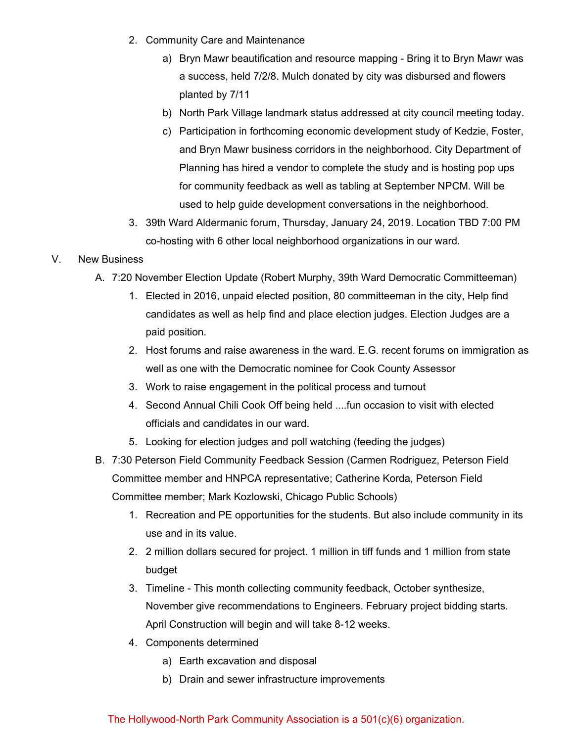2. Community Care and Maintenance
    a) Bryn Mawr beautification and resource mapping - Bring it to Bryn Mawr was a success, held 7/2/8. Mulch donated by city was disbursed and flowers planted by 7/11
    b) North Park Village landmark status addressed at city council meeting today.
    c) Participation in forthcoming economic development study of Kedzie, Foster, and Bryn Mawr business corridors in the neighborhood. City Department of Planning has hired a vendor to complete the study and is hosting pop ups for community feedback as well as tabling at September NPCM. Will be used to help guide development conversations in the neighborhood.
3. 39th Ward Aldermanic forum, Thursday, January 24, 2019. Location TBD 7:00 PM co-hosting with 6 other local neighborhood organizations in our ward.

V. New Business

A. 7:20 November Election Update (Robert Murphy, 39th Ward Democratic Committeeman)
    1. Elected in 2016, unpaid elected position, 80 committeeman in the city, Help find candidates as well as help find and place election judges. Election Judges are a paid position.
    2. Host forums and raise awareness in the ward. E.G. recent forums on immigration as well as one with the Democratic nominee for Cook County Assessor
    3. Work to raise engagement in the political process and turnout
    4. Second Annual Chili Cook Off being held ....fun occasion to visit with elected officials and candidates in our ward.
    5. Looking for election judges and poll watching (feeding the judges)

B. 7:30 Peterson Field Community Feedback Session (Carmen Rodriguez, Peterson Field Committee member and HNPCA representative; Catherine Korda, Peterson Field Committee member; Mark Kozlowski, Chicago Public Schools)
    1. Recreation and PE opportunities for the students. But also include community in its use and in its value.
    2. 2 million dollars secured for project. 1 million in tiff funds and 1 million from state budget
    3. Timeline - This month collecting community feedback, October synthesize, November give recommendations to Engineers. February project bidding starts. April Construction will begin and will take 8-12 weeks.
    4. Components determined
        a) Earth excavation and disposal
        b) Drain and sewer infrastructure improvements

The Hollywood-North Park Community Association is a 501(c)(6) organization.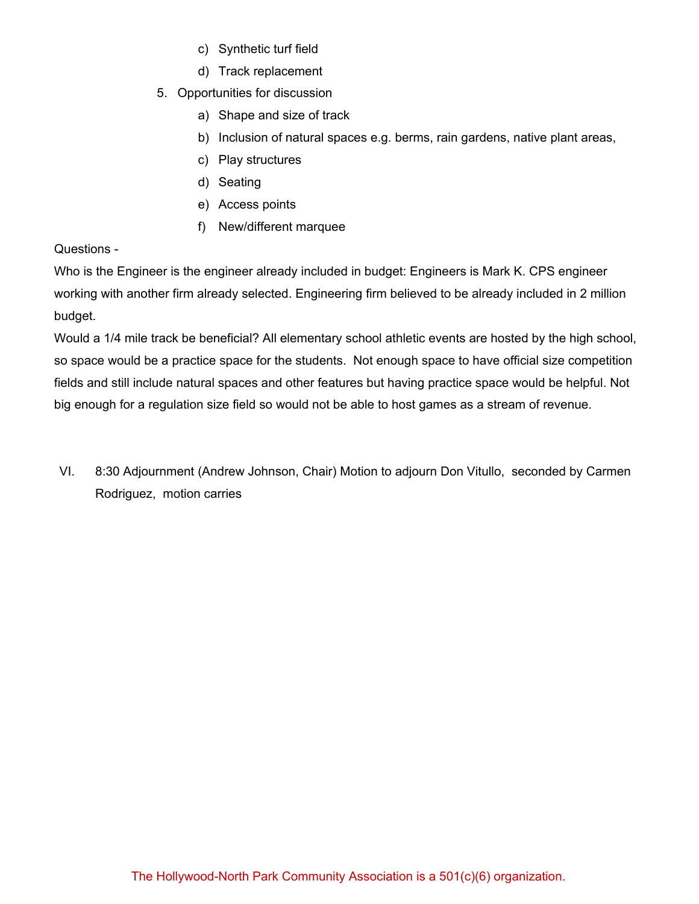c) Synthetic turf field
d) Track replacement

5. Opportunities for discussion
   a) Shape and size of track
   b) Inclusion of natural spaces e.g. berms, rain gardens, native plant areas,
   c) Play structures
   d) Seating
   e) Access points
   f) New/different marquee

Questions -

Who is the Engineer is the engineer already included in budget: Engineers is Mark K. CPS engineer working with another firm already selected. Engineering firm believed to be already included in 2 million budget.

Would a 1/4 mile track be beneficial? All elementary school athletic events are hosted by the high school, so space would be a practice space for the students. Not enough space to have official size competition fields and still include natural spaces and other features but having practice space would be helpful. Not big enough for a regulation size field so would not be able to host games as a stream of revenue.

VI. 8:30 Adjournment (Andrew Johnson, Chair) Motion to adjourn Don Vitullo, seconded by Carmen Rodriguez, motion carries

The Hollywood-North Park Community Association is a 501(c)(6) organization.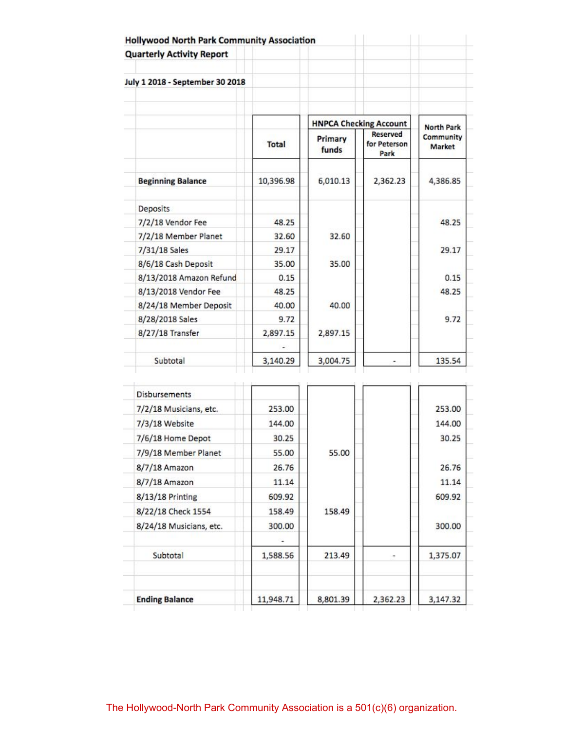**Hollywood North Park Community Association**

**Quarterly Activity Report**

**July 1 2018 - September 30 2018**

| | Total | HNPCA Checking Account | | North Park Community Market |
|---|---|---|---|---|
| | | Primary funds | Reserved for Peterson Park | |
| **Beginning Balance** | 10,396.98 | 6,010.13 | 2,362.23 | 4,386.85 |
| Deposits | | | | |
| 7/2/18 Vendor Fee | 48.25 | | | 48.25 |
| 7/2/18 Member Planet | 32.60 | 32.60 | | |
| 7/31/18 Sales | 29.17 | | | 29.17 |
| 8/6/18 Cash Deposit | 35.00 | 35.00 | | |
| 8/13/2018 Amazon Refund | 0.15 | | | 0.15 |
| 8/13/2018 Vendor Fee | 48.25 | | | 48.25 |
| 8/24/18 Member Deposit | 40.00 | 40.00 | | |
| 8/28/2018 Sales | 9.72 | | | 9.72 |
| 8/27/18 Transfer | 2,897.15 | 2,897.15 | | |
| | - | | | |
| Subtotal | 3,140.29 | 3,004.75 | - | 135.54 |
| Disbursements | | | | |
| 7/2/18 Musicians, etc. | 253.00 | | | 253.00 |
| 7/3/18 Website | 144.00 | | | 144.00 |
| 7/6/18 Home Depot | 30.25 | | | 30.25 |
| 7/9/18 Member Planet | 55.00 | 55.00 | | |
| 8/7/18 Amazon | 26.76 | | | 26.76 |
| 8/7/18 Amazon | 11.14 | | | 11.14 |
| 8/13/18 Printing | 609.92 | | | 609.92 |
| 8/22/18 Check 1554 | 158.49 | 158.49 | | |
| 8/24/18 Musicians, etc. | 300.00 | | | 300.00 |
| | - | | | |
| Subtotal | 1,588.56 | 213.49 | - | 1,375.07 |
| **Ending Balance** | 11,948.71 | 8,801.39 | 2,362.23 | 3,147.32 |

The Hollywood-North Park Community Association is a 501(c)(6) organization.